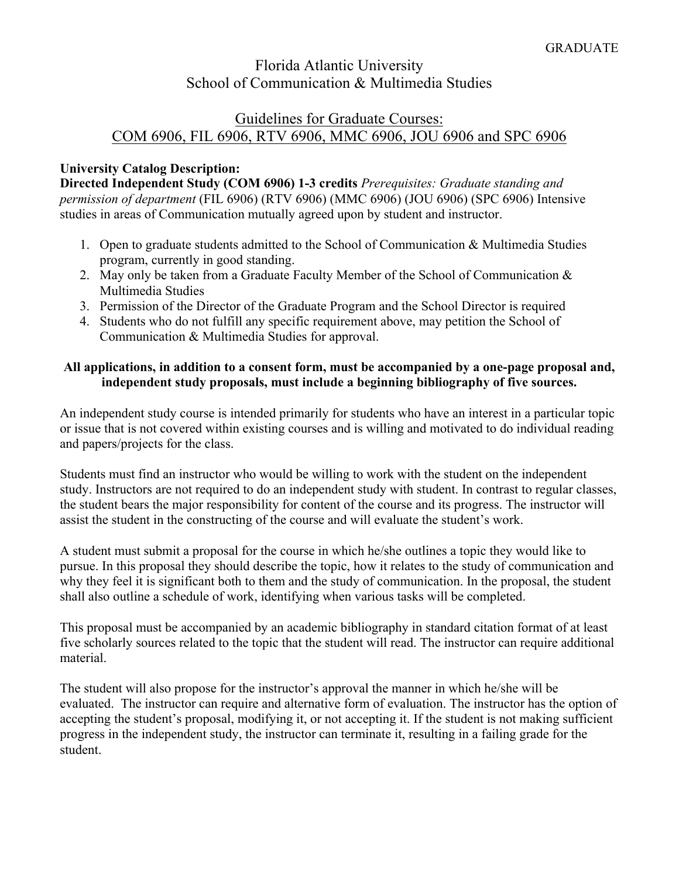GRADUATE

# Florida Atlantic University
## School of Communication & Multimedia Studies

## Guidelines for Graduate Courses: COM 6906, FIL 6906, RTV 6906, MMC 6906, JOU 6906 and SPC 6906

**University Catalog Description:**
**Directed Independent Study (COM 6906) 1-3 credits** *Prerequisites: Graduate standing and permission of department* (FIL 6906) (RTV 6906) (MMC 6906) (JOU 6906) (SPC 6906) Intensive studies in areas of Communication mutually agreed upon by student and instructor.

1. Open to graduate students admitted to the School of Communication & Multimedia Studies program, currently in good standing.
2. May only be taken from a Graduate Faculty Member of the School of Communication & Multimedia Studies
3. Permission of the Director of the Graduate Program and the School Director is required
4. Students who do not fulfill any specific requirement above, may petition the School of Communication & Multimedia Studies for approval.

**All applications, in addition to a consent form, must be accompanied by a one-page proposal and, independent study proposals, must include a beginning bibliography of five sources.**

An independent study course is intended primarily for students who have an interest in a particular topic or issue that is not covered within existing courses and is willing and motivated to do individual reading and papers/projects for the class.

Students must find an instructor who would be willing to work with the student on the independent study. Instructors are not required to do an independent study with student. In contrast to regular classes, the student bears the major responsibility for content of the course and its progress. The instructor will assist the student in the constructing of the course and will evaluate the student's work.

A student must submit a proposal for the course in which he/she outlines a topic they would like to pursue. In this proposal they should describe the topic, how it relates to the study of communication and why they feel it is significant both to them and the study of communication. In the proposal, the student shall also outline a schedule of work, identifying when various tasks will be completed.

This proposal must be accompanied by an academic bibliography in standard citation format of at least five scholarly sources related to the topic that the student will read. The instructor can require additional material.

The student will also propose for the instructor's approval the manner in which he/she will be evaluated. The instructor can require and alternative form of evaluation. The instructor has the option of accepting the student's proposal, modifying it, or not accepting it. If the student is not making sufficient progress in the independent study, the instructor can terminate it, resulting in a failing grade for the student.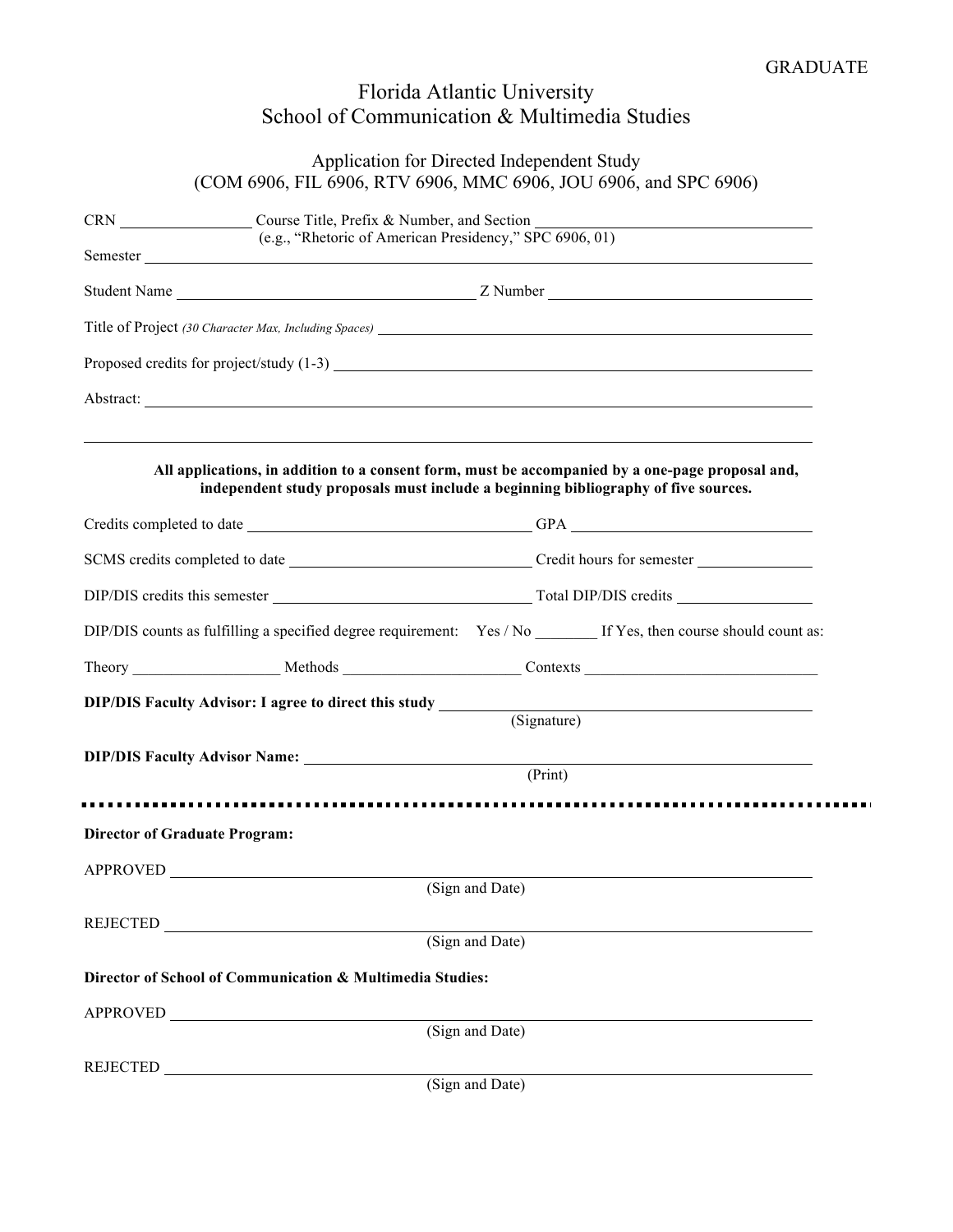GRADUATE

# Florida Atlantic University
# School of Communication & Multimedia Studies

## Application for Directed Independent Study
## (COM 6906, FIL 6906, RTV 6906, MMC 6906, JOU 6906, and SPC 6906)

CRN ________________ Course Title, Prefix & Number, and Section ____________________________________
(e.g., "Rhetoric of American Presidency," SPC 6906, 01)

Semester ______________________________________________________________________

Student Name ______________________________________ Z Number ______________________________

Title of Project *(30 Character Max, Including Spaces)* ___________________________________________

Proposed credits for project/study (1-3) ____________________________________________________

Abstract: _________________________________________________________________________

___________________________________________________________________________________

**All applications, in addition to a consent form, must be accompanied by a one-page proposal and, independent study proposals must include a beginning bibliography of five sources.**

Credits completed to date ____________________________________ GPA ______________________________

SCMS credits completed to date ______________________________ Credit hours for semester ______________

DIP/DIS credits this semester ________________________________ Total DIP/DIS credits _________________

DIP/DIS counts as fulfilling a specified degree requirement: Yes / No ________ If Yes, then course should count as:

Theory __________________ Methods _____________________ Contexts _____________________________

**DIP/DIS Faculty Advisor: I agree to direct this study** ____________________________________________
(Signature)

**DIP/DIS Faculty Advisor Name:** _________________________________________________________
(Print)

---

**Director of Graduate Program:**

APPROVED _________________________________________________________________________
(Sign and Date)

REJECTED _________________________________________________________________________
(Sign and Date)

**Director of School of Communication & Multimedia Studies:**

APPROVED _________________________________________________________________________
(Sign and Date)

REJECTED _________________________________________________________________________
(Sign and Date)